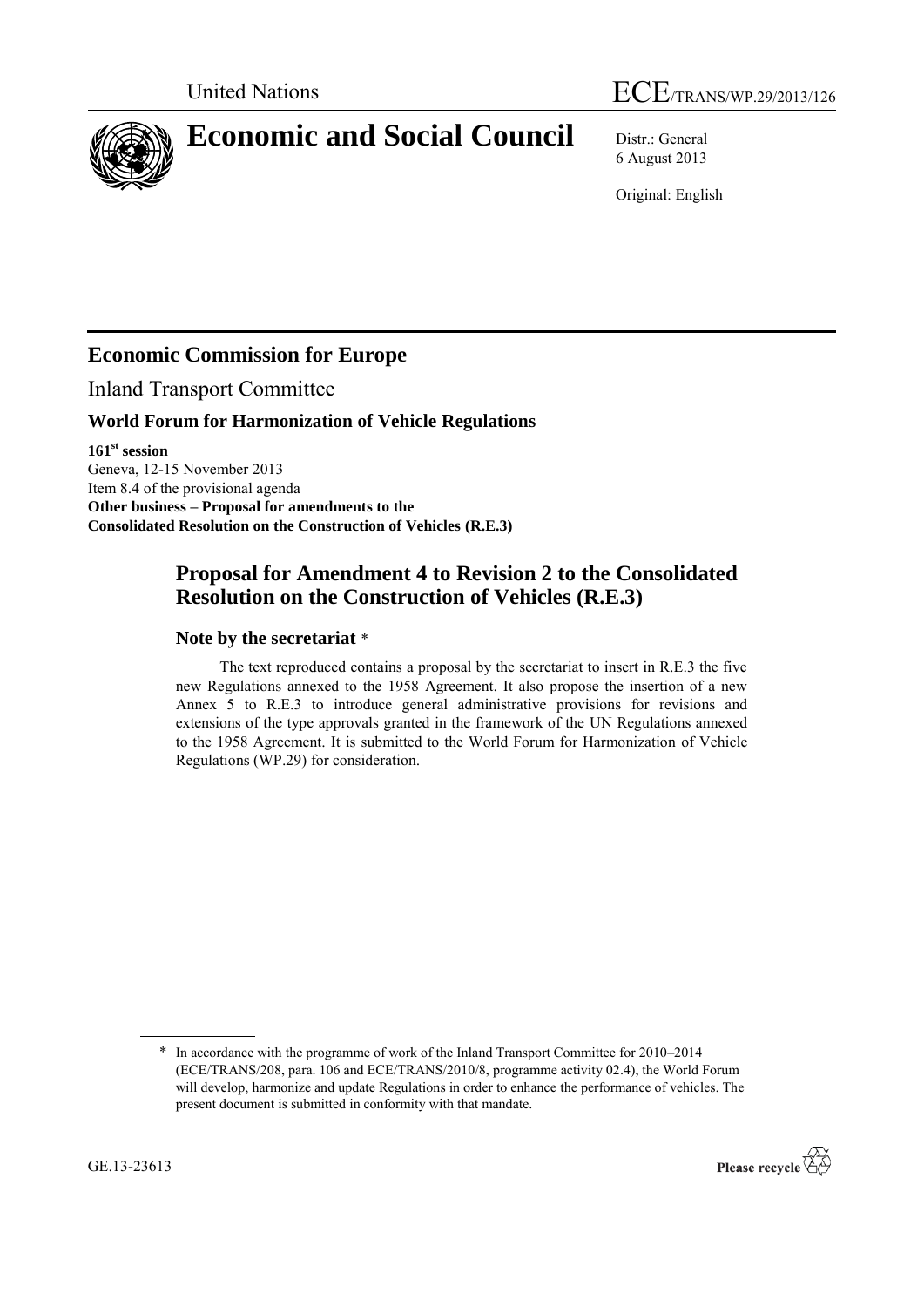United Nations ECE/TRANS/WP.29/2013/126

# Economic and Social Council

Distr.: General
6 August 2013

Original: English

## Economic Commission for Europe

Inland Transport Committee

### World Forum for Harmonization of Vehicle Regulations

**161st session**
Geneva, 12-15 November 2013
Item 8.4 of the provisional agenda
**Other business – Proposal for amendments to the Consolidated Resolution on the Construction of Vehicles (R.E.3)**

## Proposal for Amendment 4 to Revision 2 to the Consolidated Resolution on the Construction of Vehicles (R.E.3)

### Note by the secretariat *

The text reproduced contains a proposal by the secretariat to insert in R.E.3 the five new Regulations annexed to the 1958 Agreement. It also propose the insertion of a new Annex 5 to R.E.3 to introduce general administrative provisions for revisions and extensions of the type approvals granted in the framework of the UN Regulations annexed to the 1958 Agreement. It is submitted to the World Forum for Harmonization of Vehicle Regulations (WP.29) for consideration.

* In accordance with the programme of work of the Inland Transport Committee for 2010–2014 (ECE/TRANS/208, para. 106 and ECE/TRANS/2010/8, programme activity 02.4), the World Forum will develop, harmonize and update Regulations in order to enhance the performance of vehicles. The present document is submitted in conformity with that mandate.

GE.13-23613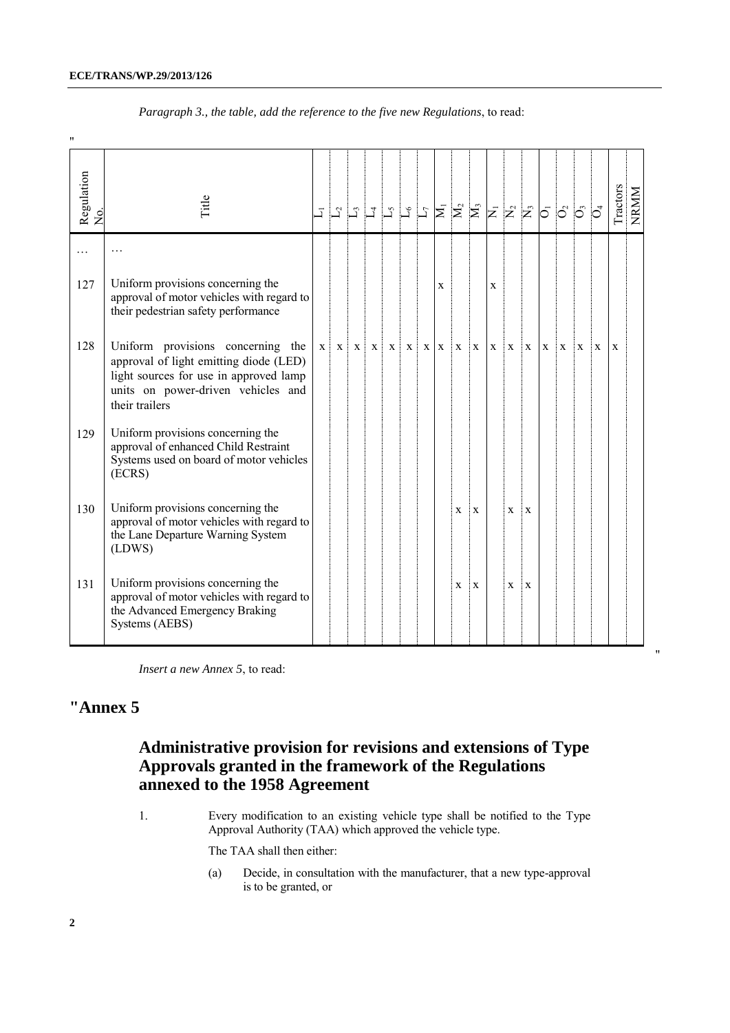*Paragraph 3., the table, add the reference to the five new Regulations*, to read:

"

| Regulation No. | Title | $L_1$ | $L_2$ | $L_3$ | $L_4$ | $L_5$ | $L_6$ | $L_7$ | $M_1$ | $M_2$ | $M_3$ | $N_1$ | $N_2$ | $N_3$ | $O_1$ | $O_2$ | $O_3$ | $O_4$ | Tractors | NRMM |
|---|---|---|---|---|---|---|---|---|---|---|---|---|---|---|---|---|---|---|---|---|
| … | … | | | | | | | | | | | | | | | | | | | |
| 127 | Uniform provisions concerning the approval of motor vehicles with regard to their pedestrian safety performance | | | | | | | | x | | | x | | | | | | | | |
| 128 | Uniform provisions concerning the approval of light emitting diode (LED) light sources for use in approved lamp units on power-driven vehicles and their trailers | x | x | x | x | x | x | x | x | x | x | x | x | x | x | x | x | x | x | |
| 129 | Uniform provisions concerning the approval of enhanced Child Restraint Systems used on board of motor vehicles (ECRS) | | | | | | | | | | | | | | | | | | | |
| 130 | Uniform provisions concerning the approval of motor vehicles with regard to the Lane Departure Warning System (LDWS) | | | | | | | | | x | x | | x | x | | | | | | |
| 131 | Uniform provisions concerning the approval of motor vehicles with regard to the Advanced Emergency Braking Systems (AEBS) | | | | | | | | | x | x | | x | x | | | | | | |

"

*Insert a new Annex 5*, to read:

# "Annex 5

## Administrative provision for revisions and extensions of Type Approvals granted in the framework of the Regulations annexed to the 1958 Agreement

1. Every modification to an existing vehicle type shall be notified to the Type Approval Authority (TAA) which approved the vehicle type.

   The TAA shall then either:

   (a) Decide, in consultation with the manufacturer, that a new type-approval is to be granted, or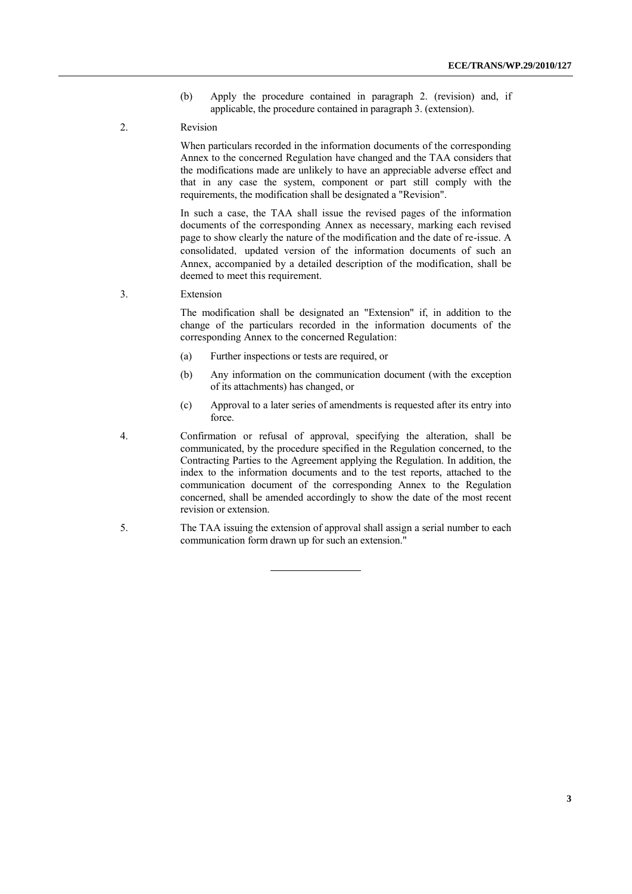(b) Apply the procedure contained in paragraph 2. (revision) and, if applicable, the procedure contained in paragraph 3. (extension).

2. Revision

When particulars recorded in the information documents of the corresponding Annex to the concerned Regulation have changed and the TAA considers that the modifications made are unlikely to have an appreciable adverse effect and that in any case the system, component or part still comply with the requirements, the modification shall be designated a "Revision".

In such a case, the TAA shall issue the revised pages of the information documents of the corresponding Annex as necessary, marking each revised page to show clearly the nature of the modification and the date of re-issue. A consolidated, updated version of the information documents of such an Annex, accompanied by a detailed description of the modification, shall be deemed to meet this requirement.

3. Extension

The modification shall be designated an "Extension" if, in addition to the change of the particulars recorded in the information documents of the corresponding Annex to the concerned Regulation:

(a) Further inspections or tests are required, or

(b) Any information on the communication document (with the exception of its attachments) has changed, or

(c) Approval to a later series of amendments is requested after its entry into force.

4. Confirmation or refusal of approval, specifying the alteration, shall be communicated, by the procedure specified in the Regulation concerned, to the Contracting Parties to the Agreement applying the Regulation. In addition, the index to the information documents and to the test reports, attached to the communication document of the corresponding Annex to the Regulation concerned, shall be amended accordingly to show the date of the most recent revision or extension.

5. The TAA issuing the extension of approval shall assign a serial number to each communication form drawn up for such an extension."